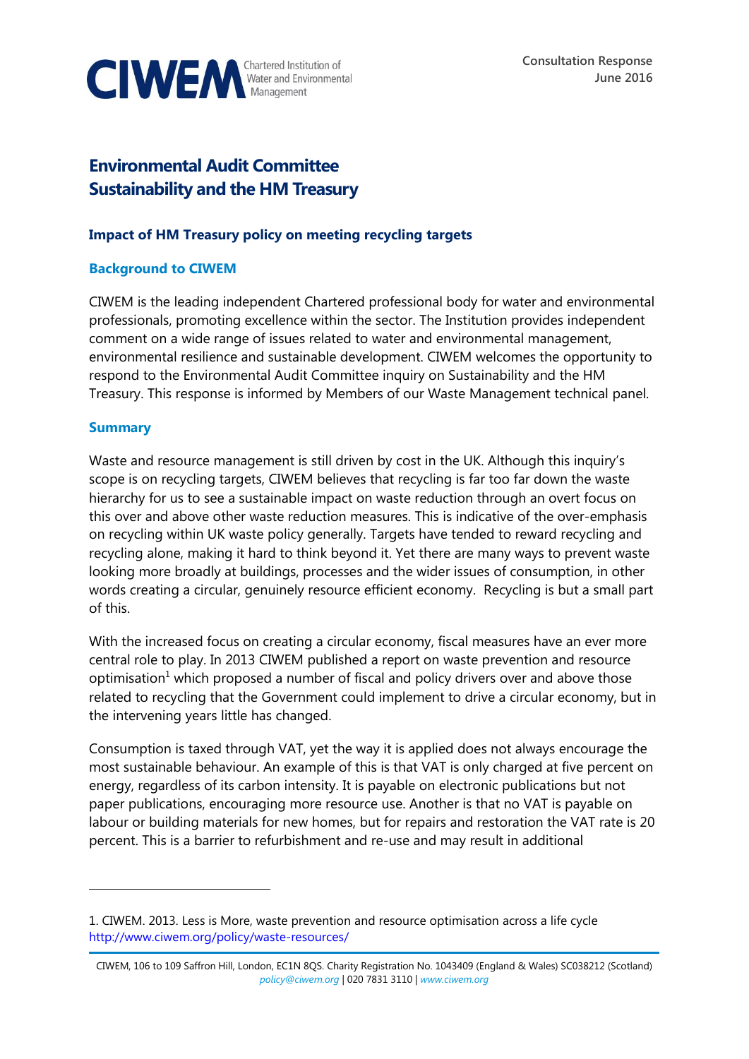CIWEM Chartered Institution of Water and Environmental Management

Consultation Response
June 2016

# Environmental Audit Committee
# Sustainability and the HM Treasury

### Impact of HM Treasury policy on meeting recycling targets

## Background to CIWEM

CIWEM is the leading independent Chartered professional body for water and environmental professionals, promoting excellence within the sector. The Institution provides independent comment on a wide range of issues related to water and environmental management, environmental resilience and sustainable development. CIWEM welcomes the opportunity to respond to the Environmental Audit Committee inquiry on Sustainability and the HM Treasury. This response is informed by Members of our Waste Management technical panel.

## Summary

Waste and resource management is still driven by cost in the UK. Although this inquiry's scope is on recycling targets, CIWEM believes that recycling is far too far down the waste hierarchy for us to see a sustainable impact on waste reduction through an overt focus on this over and above other waste reduction measures. This is indicative of the over-emphasis on recycling within UK waste policy generally. Targets have tended to reward recycling and recycling alone, making it hard to think beyond it. Yet there are many ways to prevent waste looking more broadly at buildings, processes and the wider issues of consumption, in other words creating a circular, genuinely resource efficient economy. Recycling is but a small part of this.

With the increased focus on creating a circular economy, fiscal measures have an ever more central role to play. In 2013 CIWEM published a report on waste prevention and resource optimisation[1] which proposed a number of fiscal and policy drivers over and above those related to recycling that the Government could implement to drive a circular economy, but in the intervening years little has changed.

Consumption is taxed through VAT, yet the way it is applied does not always encourage the most sustainable behaviour. An example of this is that VAT is only charged at five percent on energy, regardless of its carbon intensity. It is payable on electronic publications but not paper publications, encouraging more resource use. Another is that no VAT is payable on labour or building materials for new homes, but for repairs and restoration the VAT rate is 20 percent. This is a barrier to refurbishment and re-use and may result in additional

---

1. CIWEM. 2013. Less is More, waste prevention and resource optimisation across a life cycle http://www.ciwem.org/policy/waste-resources/

CIWEM, 106 to 109 Saffron Hill, London, EC1N 8QS. Charity Registration No. 1043409 (England & Wales) SC038212 (Scotland) policy@ciwem.org | 020 7831 3110 | www.ciwem.org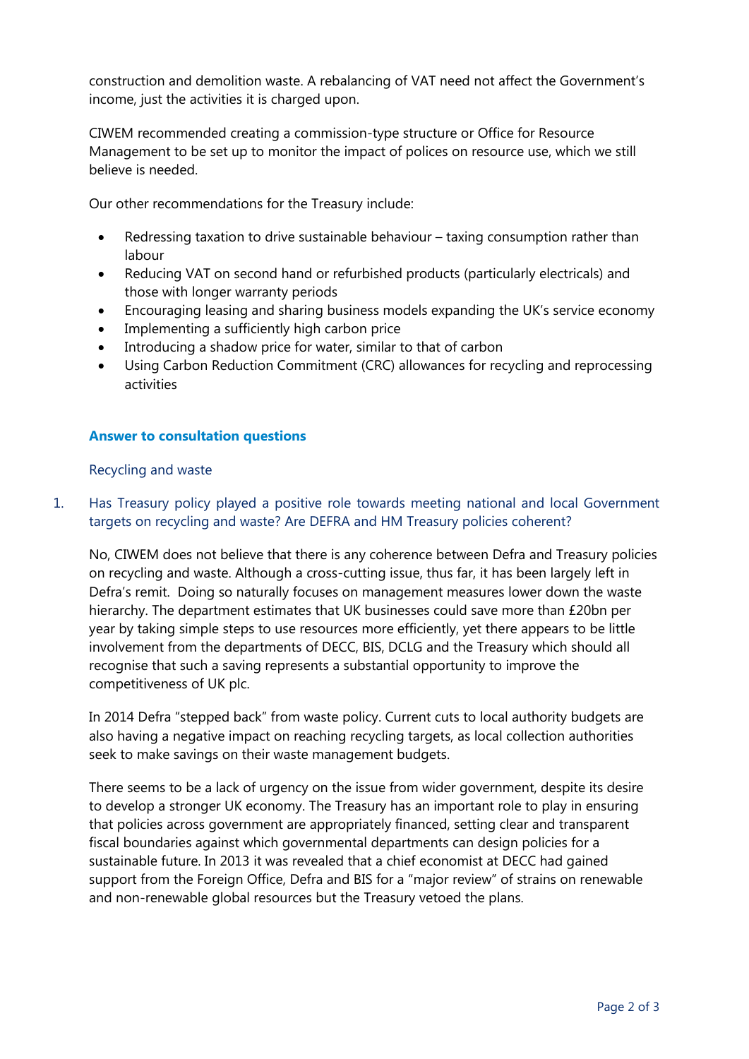construction and demolition waste. A rebalancing of VAT need not affect the Government's income, just the activities it is charged upon.

CIWEM recommended creating a commission-type structure or Office for Resource Management to be set up to monitor the impact of polices on resource use, which we still believe is needed.

Our other recommendations for the Treasury include:

- Redressing taxation to drive sustainable behaviour – taxing consumption rather than labour
- Reducing VAT on second hand or refurbished products (particularly electricals) and those with longer warranty periods
- Encouraging leasing and sharing business models expanding the UK's service economy
- Implementing a sufficiently high carbon price
- Introducing a shadow price for water, similar to that of carbon
- Using Carbon Reduction Commitment (CRC) allowances for recycling and reprocessing activities

## Answer to consultation questions

### Recycling and waste

1. Has Treasury policy played a positive role towards meeting national and local Government targets on recycling and waste? Are DEFRA and HM Treasury policies coherent?

No, CIWEM does not believe that there is any coherence between Defra and Treasury policies on recycling and waste. Although a cross-cutting issue, thus far, it has been largely left in Defra's remit. Doing so naturally focuses on management measures lower down the waste hierarchy. The department estimates that UK businesses could save more than £20bn per year by taking simple steps to use resources more efficiently, yet there appears to be little involvement from the departments of DECC, BIS, DCLG and the Treasury which should all recognise that such a saving represents a substantial opportunity to improve the competitiveness of UK plc.

In 2014 Defra "stepped back" from waste policy. Current cuts to local authority budgets are also having a negative impact on reaching recycling targets, as local collection authorities seek to make savings on their waste management budgets.

There seems to be a lack of urgency on the issue from wider government, despite its desire to develop a stronger UK economy. The Treasury has an important role to play in ensuring that policies across government are appropriately financed, setting clear and transparent fiscal boundaries against which governmental departments can design policies for a sustainable future. In 2013 it was revealed that a chief economist at DECC had gained support from the Foreign Office, Defra and BIS for a "major review" of strains on renewable and non-renewable global resources but the Treasury vetoed the plans.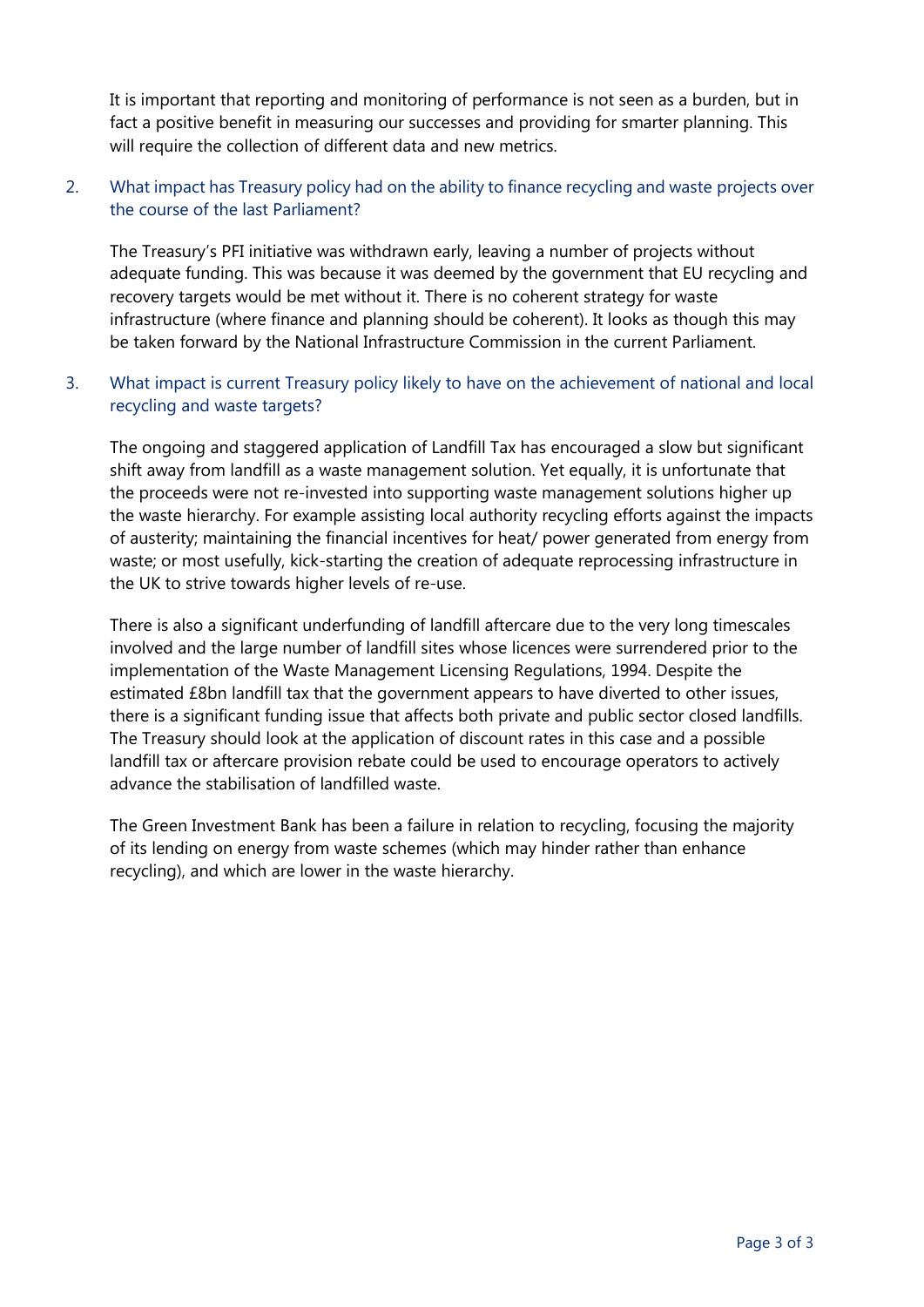It is important that reporting and monitoring of performance is not seen as a burden, but in fact a positive benefit in measuring our successes and providing for smarter planning. This will require the collection of different data and new metrics.

2. What impact has Treasury policy had on the ability to finance recycling and waste projects over the course of the last Parliament?

   The Treasury's PFI initiative was withdrawn early, leaving a number of projects without adequate funding. This was because it was deemed by the government that EU recycling and recovery targets would be met without it. There is no coherent strategy for waste infrastructure (where finance and planning should be coherent). It looks as though this may be taken forward by the National Infrastructure Commission in the current Parliament.

3. What impact is current Treasury policy likely to have on the achievement of national and local recycling and waste targets?

   The ongoing and staggered application of Landfill Tax has encouraged a slow but significant shift away from landfill as a waste management solution. Yet equally, it is unfortunate that the proceeds were not re-invested into supporting waste management solutions higher up the waste hierarchy. For example assisting local authority recycling efforts against the impacts of austerity; maintaining the financial incentives for heat/ power generated from energy from waste; or most usefully, kick-starting the creation of adequate reprocessing infrastructure in the UK to strive towards higher levels of re-use.

   There is also a significant underfunding of landfill aftercare due to the very long timescales involved and the large number of landfill sites whose licences were surrendered prior to the implementation of the Waste Management Licensing Regulations, 1994. Despite the estimated £8bn landfill tax that the government appears to have diverted to other issues, there is a significant funding issue that affects both private and public sector closed landfills. The Treasury should look at the application of discount rates in this case and a possible landfill tax or aftercare provision rebate could be used to encourage operators to actively advance the stabilisation of landfilled waste.

   The Green Investment Bank has been a failure in relation to recycling, focusing the majority of its lending on energy from waste schemes (which may hinder rather than enhance recycling), and which are lower in the waste hierarchy.